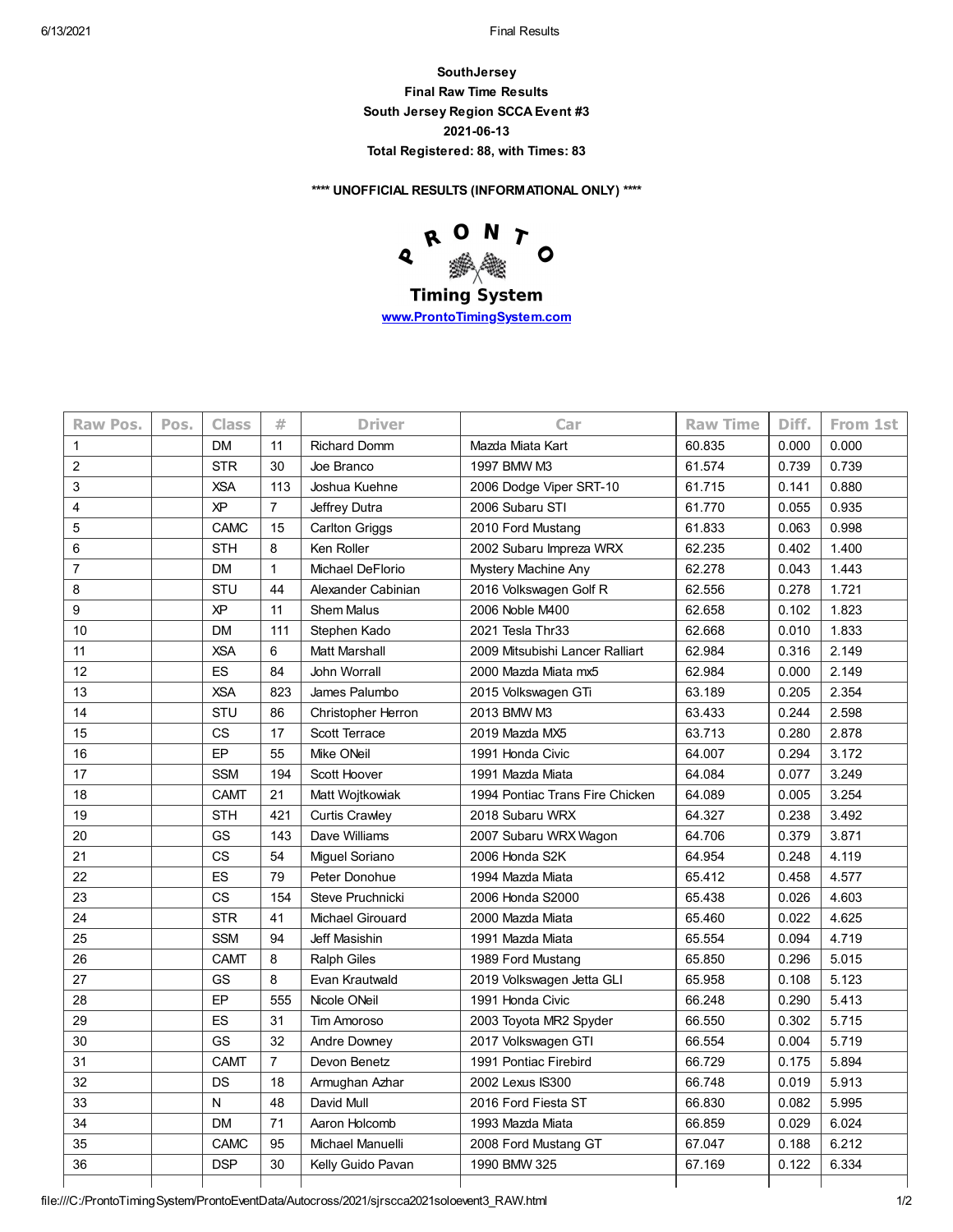**SouthJersey**
**Final Raw Time Results**
**South Jersey Region SCCA Event #3**
**2021-06-13**
**Total Registered: 88, with Times: 83**

**\*\*\*\* UNOFFICIAL RESULTS (INFORMATIONAL ONLY) \*\*\*\***

**Timing System**
[www.ProntoTimingSystem.com](http://www.ProntoTimingSystem.com)

| Raw Pos. | Pos. | Class | # | Driver | Car | Raw Time | Diff. | From 1st |
|---|---|---|---|---|---|---|---|---|
| 1 | | DM | 11 | Richard Domm | Mazda Miata Kart | 60.835 | 0.000 | 0.000 |
| 2 | | STR | 30 | Joe Branco | 1997 BMW M3 | 61.574 | 0.739 | 0.739 |
| 3 | | XSA | 113 | Joshua Kuehne | 2006 Dodge Viper SRT-10 | 61.715 | 0.141 | 0.880 |
| 4 | | XP | 7 | Jeffrey Dutra | 2006 Subaru STI | 61.770 | 0.055 | 0.935 |
| 5 | | CAMC | 15 | Carlton Griggs | 2010 Ford Mustang | 61.833 | 0.063 | 0.998 |
| 6 | | STH | 8 | Ken Roller | 2002 Subaru Impreza WRX | 62.235 | 0.402 | 1.400 |
| 7 | | DM | 1 | Michael DeFlorio | Mystery Machine Any | 62.278 | 0.043 | 1.443 |
| 8 | | STU | 44 | Alexander Cabinian | 2016 Volkswagen Golf R | 62.556 | 0.278 | 1.721 |
| 9 | | XP | 11 | Shem Malus | 2006 Noble M400 | 62.658 | 0.102 | 1.823 |
| 10 | | DM | 111 | Stephen Kado | 2021 Tesla Thr33 | 62.668 | 0.010 | 1.833 |
| 11 | | XSA | 6 | Matt Marshall | 2009 Mitsubishi Lancer Ralliart | 62.984 | 0.316 | 2.149 |
| 12 | | ES | 84 | John Worrall | 2000 Mazda Miata mx5 | 62.984 | 0.000 | 2.149 |
| 13 | | XSA | 823 | James Palumbo | 2015 Volkswagen GTi | 63.189 | 0.205 | 2.354 |
| 14 | | STU | 86 | Christopher Herron | 2013 BMW M3 | 63.433 | 0.244 | 2.598 |
| 15 | | CS | 17 | Scott Terrace | 2019 Mazda MX5 | 63.713 | 0.280 | 2.878 |
| 16 | | EP | 55 | Mike ONeil | 1991 Honda Civic | 64.007 | 0.294 | 3.172 |
| 17 | | SSM | 194 | Scott Hoover | 1991 Mazda Miata | 64.084 | 0.077 | 3.249 |
| 18 | | CAMT | 21 | Matt Wojtkowiak | 1994 Pontiac Trans Fire Chicken | 64.089 | 0.005 | 3.254 |
| 19 | | STH | 421 | Curtis Crawley | 2018 Subaru WRX | 64.327 | 0.238 | 3.492 |
| 20 | | GS | 143 | Dave Williams | 2007 Subaru WRX Wagon | 64.706 | 0.379 | 3.871 |
| 21 | | CS | 54 | Miguel Soriano | 2006 Honda S2K | 64.954 | 0.248 | 4.119 |
| 22 | | ES | 79 | Peter Donohue | 1994 Mazda Miata | 65.412 | 0.458 | 4.577 |
| 23 | | CS | 154 | Steve Pruchnicki | 2006 Honda S2000 | 65.438 | 0.026 | 4.603 |
| 24 | | STR | 41 | Michael Girouard | 2000 Mazda Miata | 65.460 | 0.022 | 4.625 |
| 25 | | SSM | 94 | Jeff Masishin | 1991 Mazda Miata | 65.554 | 0.094 | 4.719 |
| 26 | | CAMT | 8 | Ralph Giles | 1989 Ford Mustang | 65.850 | 0.296 | 5.015 |
| 27 | | GS | 8 | Evan Krautwald | 2019 Volkswagen Jetta GLI | 65.958 | 0.108 | 5.123 |
| 28 | | EP | 555 | Nicole ONeil | 1991 Honda Civic | 66.248 | 0.290 | 5.413 |
| 29 | | ES | 31 | Tim Amoroso | 2003 Toyota MR2 Spyder | 66.550 | 0.302 | 5.715 |
| 30 | | GS | 32 | Andre Downey | 2017 Volkswagen GTI | 66.554 | 0.004 | 5.719 |
| 31 | | CAMT | 7 | Devon Benetz | 1991 Pontiac Firebird | 66.729 | 0.175 | 5.894 |
| 32 | | DS | 18 | Armughan Azhar | 2002 Lexus IS300 | 66.748 | 0.019 | 5.913 |
| 33 | | N | 48 | David Mull | 2016 Ford Fiesta ST | 66.830 | 0.082 | 5.995 |
| 34 | | DM | 71 | Aaron Holcomb | 1993 Mazda Miata | 66.859 | 0.029 | 6.024 |
| 35 | | CAMC | 95 | Michael Manuelli | 2008 Ford Mustang GT | 67.047 | 0.188 | 6.212 |
| 36 | | DSP | 30 | Kelly Guido Pavan | 1990 BMW 325 | 67.169 | 0.122 | 6.334 |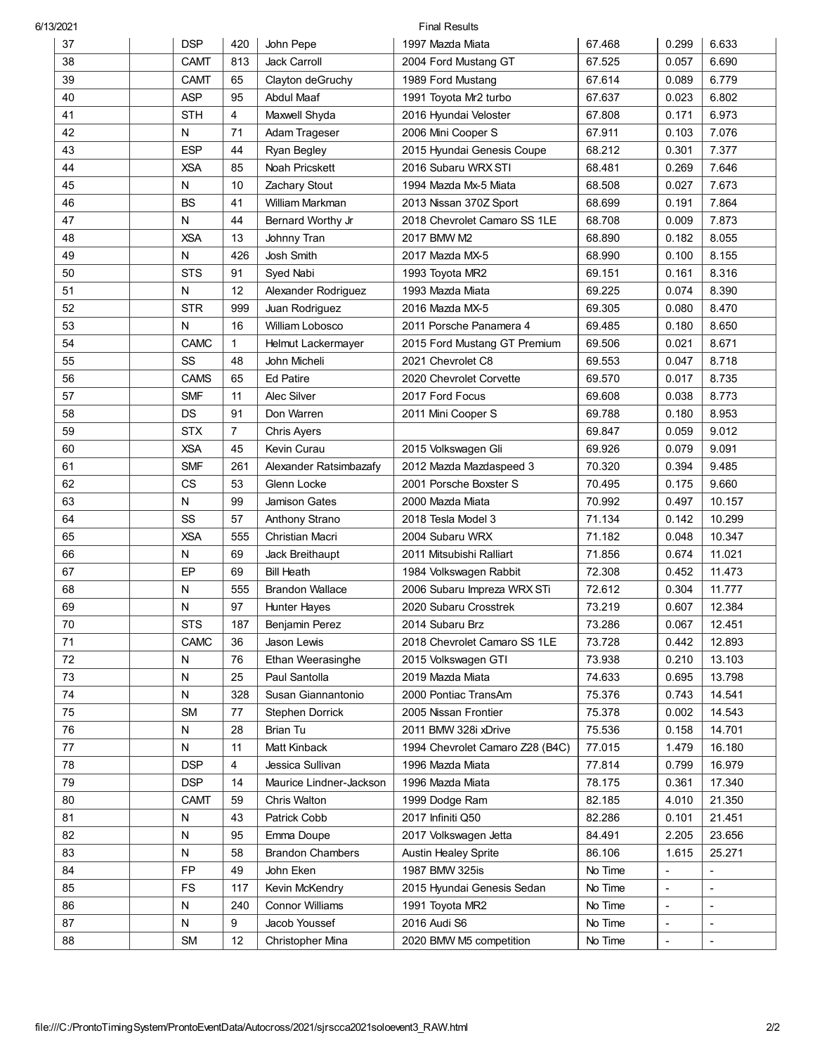| | | | | | | | | |
|---|---|---|---|---|---|---|---|---|
| 37 | | DSP | 420 | John Pepe | 1997 Mazda Miata | 67.468 | 0.299 | 6.633 |
| 38 | | CAMT | 813 | Jack Carroll | 2004 Ford Mustang GT | 67.525 | 0.057 | 6.690 |
| 39 | | CAMT | 65 | Clayton deGruchy | 1989 Ford Mustang | 67.614 | 0.089 | 6.779 |
| 40 | | ASP | 95 | Abdul Maaf | 1991 Toyota Mr2 turbo | 67.637 | 0.023 | 6.802 |
| 41 | | STH | 4 | Maxwell Shyda | 2016 Hyundai Veloster | 67.808 | 0.171 | 6.973 |
| 42 | | N | 71 | Adam Trageser | 2006 Mini Cooper S | 67.911 | 0.103 | 7.076 |
| 43 | | ESP | 44 | Ryan Begley | 2015 Hyundai Genesis Coupe | 68.212 | 0.301 | 7.377 |
| 44 | | XSA | 85 | Noah Pricskett | 2016 Subaru WRX STI | 68.481 | 0.269 | 7.646 |
| 45 | | N | 10 | Zachary Stout | 1994 Mazda Mx-5 Miata | 68.508 | 0.027 | 7.673 |
| 46 | | BS | 41 | William Markman | 2013 Nissan 370Z Sport | 68.699 | 0.191 | 7.864 |
| 47 | | N | 44 | Bernard Worthy Jr | 2018 Chevrolet Camaro SS 1LE | 68.708 | 0.009 | 7.873 |
| 48 | | XSA | 13 | Johnny Tran | 2017 BMW M2 | 68.890 | 0.182 | 8.055 |
| 49 | | N | 426 | Josh Smith | 2017 Mazda MX-5 | 68.990 | 0.100 | 8.155 |
| 50 | | STS | 91 | Syed Nabi | 1993 Toyota MR2 | 69.151 | 0.161 | 8.316 |
| 51 | | N | 12 | Alexander Rodriguez | 1993 Mazda Miata | 69.225 | 0.074 | 8.390 |
| 52 | | STR | 999 | Juan Rodriguez | 2016 Mazda MX-5 | 69.305 | 0.080 | 8.470 |
| 53 | | N | 16 | William Lobosco | 2011 Porsche Panamera 4 | 69.485 | 0.180 | 8.650 |
| 54 | | CAMC | 1 | Helmut Lackermayer | 2015 Ford Mustang GT Premium | 69.506 | 0.021 | 8.671 |
| 55 | | SS | 48 | John Micheli | 2021 Chevrolet C8 | 69.553 | 0.047 | 8.718 |
| 56 | | CAMS | 65 | Ed Patire | 2020 Chevrolet Corvette | 69.570 | 0.017 | 8.735 |
| 57 | | SMF | 11 | Alec Silver | 2017 Ford Focus | 69.608 | 0.038 | 8.773 |
| 58 | | DS | 91 | Don Warren | 2011 Mini Cooper S | 69.788 | 0.180 | 8.953 |
| 59 | | STX | 7 | Chris Ayers | | 69.847 | 0.059 | 9.012 |
| 60 | | XSA | 45 | Kevin Curau | 2015 Volkswagen Gli | 69.926 | 0.079 | 9.091 |
| 61 | | SMF | 261 | Alexander Ratsimbazafy | 2012 Mazda Mazdaspeed 3 | 70.320 | 0.394 | 9.485 |
| 62 | | CS | 53 | Glenn Locke | 2001 Porsche Boxster S | 70.495 | 0.175 | 9.660 |
| 63 | | N | 99 | Jamison Gates | 2000 Mazda Miata | 70.992 | 0.497 | 10.157 |
| 64 | | SS | 57 | Anthony Strano | 2018 Tesla Model 3 | 71.134 | 0.142 | 10.299 |
| 65 | | XSA | 555 | Christian Macri | 2004 Subaru WRX | 71.182 | 0.048 | 10.347 |
| 66 | | N | 69 | Jack Breithaupt | 2011 Mitsubishi Ralliart | 71.856 | 0.674 | 11.021 |
| 67 | | EP | 69 | Bill Heath | 1984 Volkswagen Rabbit | 72.308 | 0.452 | 11.473 |
| 68 | | N | 555 | Brandon Wallace | 2006 Subaru Impreza WRX STi | 72.612 | 0.304 | 11.777 |
| 69 | | N | 97 | Hunter Hayes | 2020 Subaru Crosstrek | 73.219 | 0.607 | 12.384 |
| 70 | | STS | 187 | Benjamin Perez | 2014 Subaru Brz | 73.286 | 0.067 | 12.451 |
| 71 | | CAMC | 36 | Jason Lewis | 2018 Chevrolet Camaro SS 1LE | 73.728 | 0.442 | 12.893 |
| 72 | | N | 76 | Ethan Weerasinghe | 2015 Volkswagen GTI | 73.938 | 0.210 | 13.103 |
| 73 | | N | 25 | Paul Santolla | 2019 Mazda Miata | 74.633 | 0.695 | 13.798 |
| 74 | | N | 328 | Susan Giannantonio | 2000 Pontiac TransAm | 75.376 | 0.743 | 14.541 |
| 75 | | SM | 77 | Stephen Dorrick | 2005 Nissan Frontier | 75.378 | 0.002 | 14.543 |
| 76 | | N | 28 | Brian Tu | 2011 BMW 328i xDrive | 75.536 | 0.158 | 14.701 |
| 77 | | N | 11 | Matt Kinback | 1994 Chevrolet Camaro Z28 (B4C) | 77.015 | 1.479 | 16.180 |
| 78 | | DSP | 4 | Jessica Sullivan | 1996 Mazda Miata | 77.814 | 0.799 | 16.979 |
| 79 | | DSP | 14 | Maurice Lindner-Jackson | 1996 Mazda Miata | 78.175 | 0.361 | 17.340 |
| 80 | | CAMT | 59 | Chris Walton | 1999 Dodge Ram | 82.185 | 4.010 | 21.350 |
| 81 | | N | 43 | Patrick Cobb | 2017 Infiniti Q50 | 82.286 | 0.101 | 21.451 |
| 82 | | N | 95 | Emma Doupe | 2017 Volkswagen Jetta | 84.491 | 2.205 | 23.656 |
| 83 | | N | 58 | Brandon Chambers | Austin Healey Sprite | 86.106 | 1.615 | 25.271 |
| 84 | | FP | 49 | John Eken | 1987 BMW 325is | No Time | - | - |
| 85 | | FS | 117 | Kevin McKendry | 2015 Hyundai Genesis Sedan | No Time | - | - |
| 86 | | N | 240 | Connor Williams | 1991 Toyota MR2 | No Time | - | - |
| 87 | | N | 9 | Jacob Youssef | 2016 Audi S6 | No Time | - | - |
| 88 | | SM | 12 | Christopher Mina | 2020 BMW M5 competition | No Time | - | - |